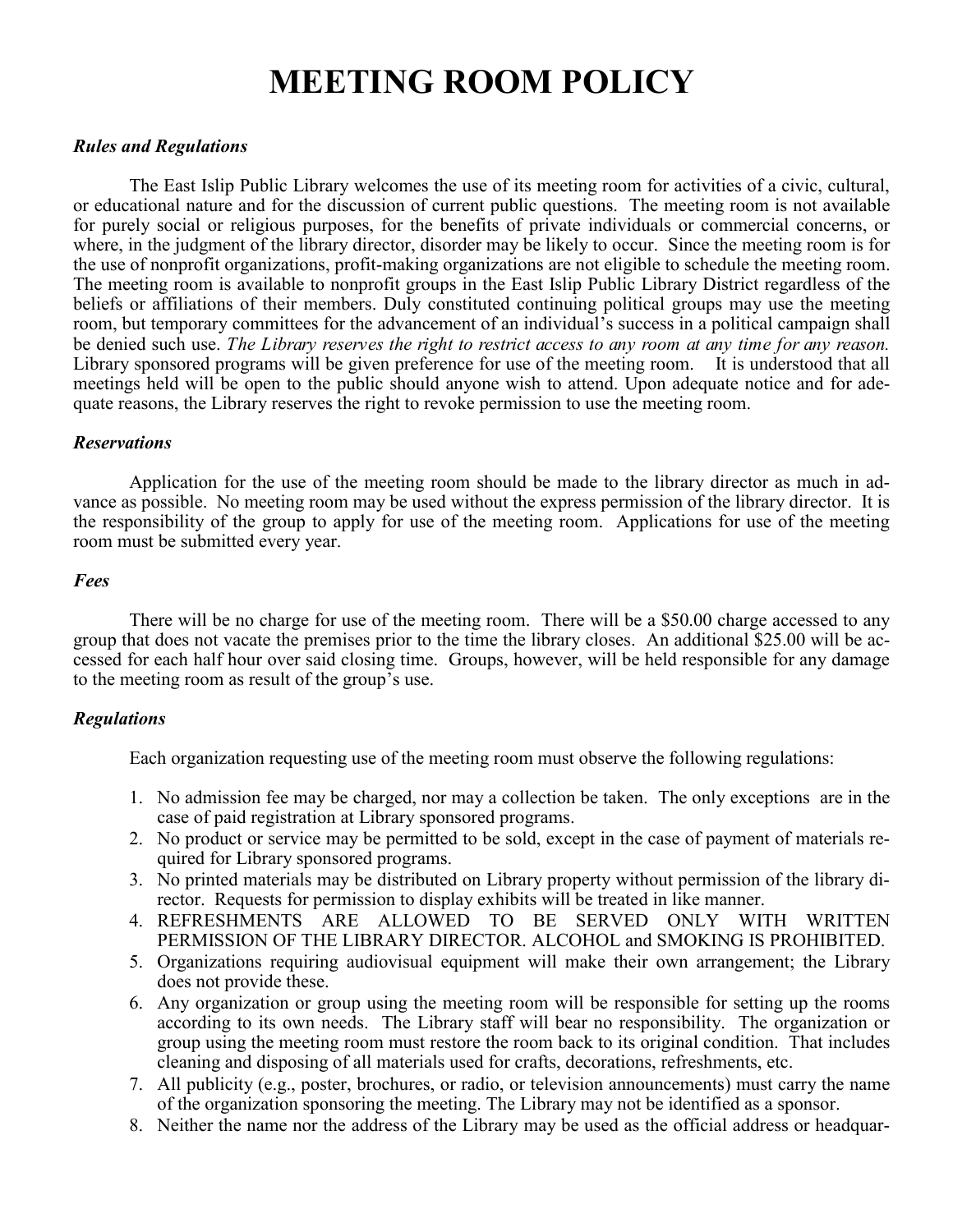# MEETING ROOM POLICY

***Rules and Regulations***

The East Islip Public Library welcomes the use of its meeting room for activities of a civic, cultural, or educational nature and for the discussion of current public questions. The meeting room is not available for purely social or religious purposes, for the benefits of private individuals or commercial concerns, or where, in the judgment of the library director, disorder may be likely to occur. Since the meeting room is for the use of nonprofit organizations, profit-making organizations are not eligible to schedule the meeting room. The meeting room is available to nonprofit groups in the East Islip Public Library District regardless of the beliefs or affiliations of their members. Duly constituted continuing political groups may use the meeting room, but temporary committees for the advancement of an individual's success in a political campaign shall be denied such use. *The Library reserves the right to restrict access to any room at any time for any reason.* Library sponsored programs will be given preference for use of the meeting room. It is understood that all meetings held will be open to the public should anyone wish to attend. Upon adequate notice and for adequate reasons, the Library reserves the right to revoke permission to use the meeting room.

***Reservations***

Application for the use of the meeting room should be made to the library director as much in advance as possible. No meeting room may be used without the express permission of the library director. It is the responsibility of the group to apply for use of the meeting room. Applications for use of the meeting room must be submitted every year.

***Fees***

There will be no charge for use of the meeting room. There will be a $50.00 charge accessed to any group that does not vacate the premises prior to the time the library closes. An additional $25.00 will be accessed for each half hour over said closing time. Groups, however, will be held responsible for any damage to the meeting room as result of the group's use.

***Regulations***

Each organization requesting use of the meeting room must observe the following regulations:

1. No admission fee may be charged, nor may a collection be taken. The only exceptions are in the case of paid registration at Library sponsored programs.
2. No product or service may be permitted to be sold, except in the case of payment of materials required for Library sponsored programs.
3. No printed materials may be distributed on Library property without permission of the library director. Requests for permission to display exhibits will be treated in like manner.
4. REFRESHMENTS ARE ALLOWED TO BE SERVED ONLY WITH WRITTEN PERMISSION OF THE LIBRARY DIRECTOR. ALCOHOL and SMOKING IS PROHIBITED.
5. Organizations requiring audiovisual equipment will make their own arrangement; the Library does not provide these.
6. Any organization or group using the meeting room will be responsible for setting up the rooms according to its own needs. The Library staff will bear no responsibility. The organization or group using the meeting room must restore the room back to its original condition. That includes cleaning and disposing of all materials used for crafts, decorations, refreshments, etc.
7. All publicity (e.g., poster, brochures, or radio, or television announcements) must carry the name of the organization sponsoring the meeting. The Library may not be identified as a sponsor.
8. Neither the name nor the address of the Library may be used as the official address or headquar-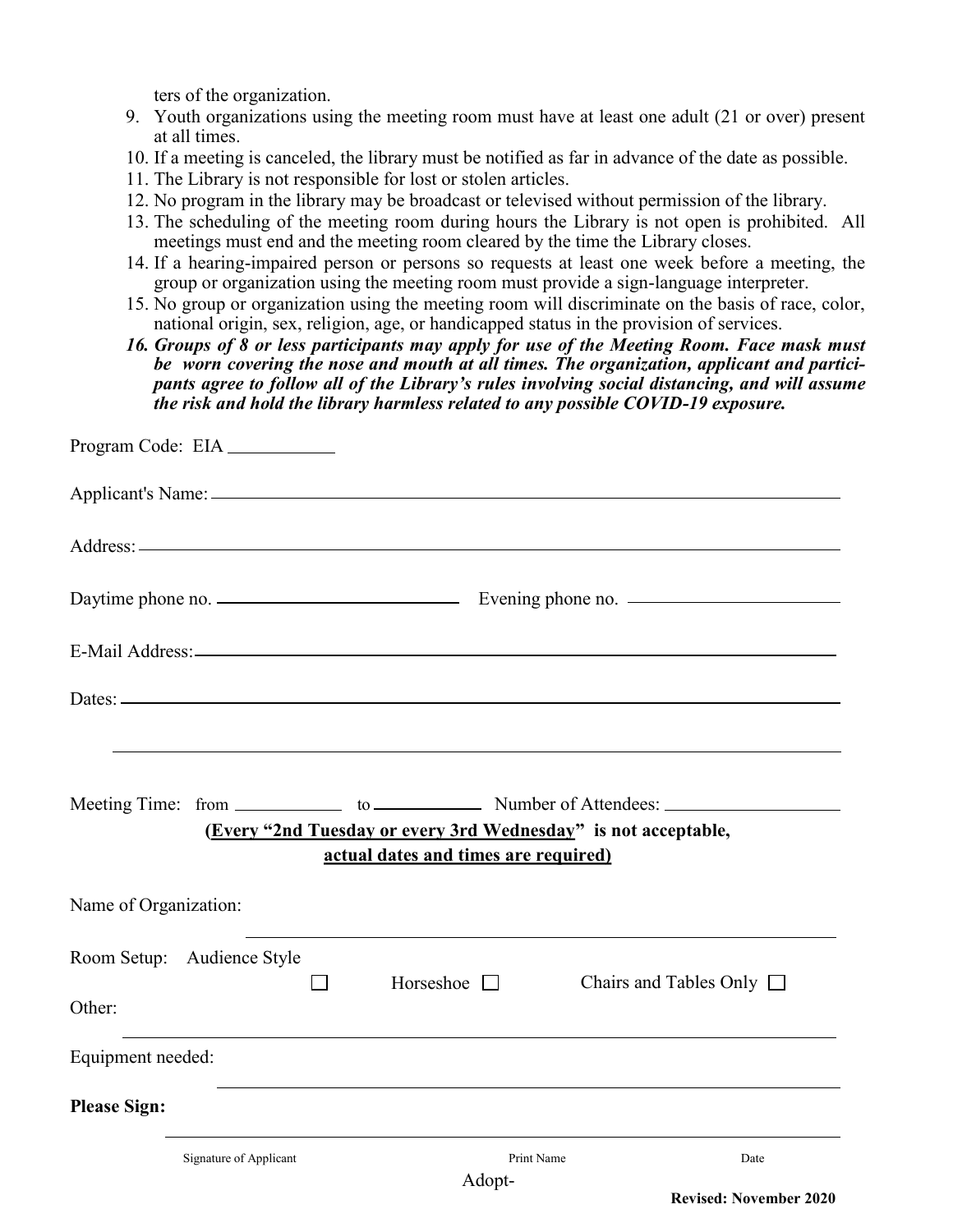ters of the organization.

9. Youth organizations using the meeting room must have at least one adult (21 or over) present at all times.
10. If a meeting is canceled, the library must be notified as far in advance of the date as possible.
11. The Library is not responsible for lost or stolen articles.
12. No program in the library may be broadcast or televised without permission of the library.
13. The scheduling of the meeting room during hours the Library is not open is prohibited. All meetings must end and the meeting room cleared by the time the Library closes.
14. If a hearing-impaired person or persons so requests at least one week before a meeting, the group or organization using the meeting room must provide a sign-language interpreter.
15. No group or organization using the meeting room will discriminate on the basis of race, color, national origin, sex, religion, age, or handicapped status in the provision of services.
16. ***Groups of 8 or less participants may apply for use of the Meeting Room. Face mask must be worn covering the nose and mouth at all times. The organization, applicant and participants agree to follow all of the Library's rules involving social distancing, and will assume the risk and hold the library harmless related to any possible COVID-19 exposure.***

Program Code: EIA ____________

Applicant's Name: ____________________________________________

Address: ____________________________________________

Daytime phone no. ____________________ Evening phone no. ____________________

E-Mail Address: ____________________________________________

Dates: ____________________________________________

____________________________________________

Meeting Time: from ____________ to ____________ Number of Attendees: ____________________

**(Every "2nd Tuesday or every 3rd Wednesday" is not acceptable, actual dates and times are required)**

Name of Organization: ____________________________________________

Room Setup: Audience Style ☐ Horseshoe ☐ Chairs and Tables Only ☐

Other: ____________________________________________

Equipment needed: ____________________________________________

**Please Sign:**

____________________________________________

Signature of Applicant Print Name Date

Adopt-

**Revised: November 2020**